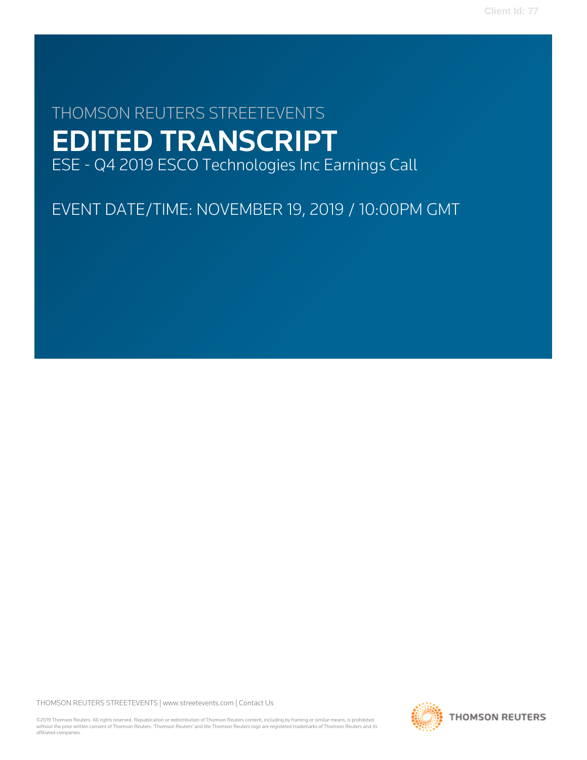THOMSON REUTERS STREETEVENTS

# EDITED TRANSCRIPT

ESE - Q4 2019 ESCO Technologies Inc Earnings Call

EVENT DATE/TIME: NOVEMBER 19, 2019 / 10:00PM GMT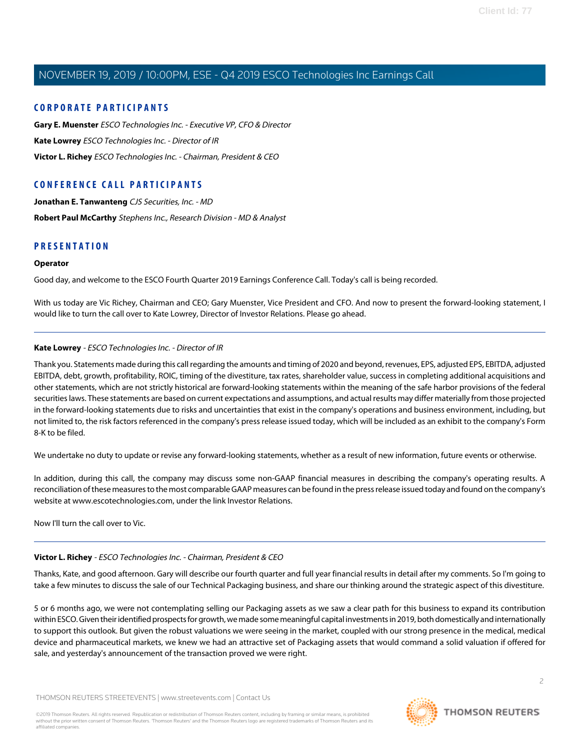## CORPORATE PARTICIPANTS

**Gary E. Muenster** *ESCO Technologies Inc. - Executive VP, CFO & Director*

**Kate Lowrey** *ESCO Technologies Inc. - Director of IR*

**Victor L. Richey** *ESCO Technologies Inc. - Chairman, President & CEO*

## CONFERENCE CALL PARTICIPANTS

**Jonathan E. Tanwanteng** *CJS Securities, Inc. - MD*

**Robert Paul McCarthy** *Stephens Inc., Research Division - MD & Analyst*

## PRESENTATION

**Operator**

Good day, and welcome to the ESCO Fourth Quarter 2019 Earnings Conference Call. Today's call is being recorded.

With us today are Vic Richey, Chairman and CEO; Gary Muenster, Vice President and CFO. And now to present the forward-looking statement, I would like to turn the call over to Kate Lowrey, Director of Investor Relations. Please go ahead.

---

**Kate Lowrey** - *ESCO Technologies Inc. - Director of IR*

Thank you. Statements made during this call regarding the amounts and timing of 2020 and beyond, revenues, EPS, adjusted EPS, EBITDA, adjusted EBITDA, debt, growth, profitability, ROIC, timing of the divestiture, tax rates, shareholder value, success in completing additional acquisitions and other statements, which are not strictly historical are forward-looking statements within the meaning of the safe harbor provisions of the federal securities laws. These statements are based on current expectations and assumptions, and actual results may differ materially from those projected in the forward-looking statements due to risks and uncertainties that exist in the company's operations and business environment, including, but not limited to, the risk factors referenced in the company's press release issued today, which will be included as an exhibit to the company's Form 8-K to be filed.

We undertake no duty to update or revise any forward-looking statements, whether as a result of new information, future events or otherwise.

In addition, during this call, the company may discuss some non-GAAP financial measures in describing the company's operating results. A reconciliation of these measures to the most comparable GAAP measures can be found in the press release issued today and found on the company's website at www.escotechnologies.com, under the link Investor Relations.

Now I'll turn the call over to Vic.

---

**Victor L. Richey** - *ESCO Technologies Inc. - Chairman, President & CEO*

Thanks, Kate, and good afternoon. Gary will describe our fourth quarter and full year financial results in detail after my comments. So I'm going to take a few minutes to discuss the sale of our Technical Packaging business, and share our thinking around the strategic aspect of this divestiture.

5 or 6 months ago, we were not contemplating selling our Packaging assets as we saw a clear path for this business to expand its contribution within ESCO. Given their identified prospects for growth, we made some meaningful capital investments in 2019, both domestically and internationally to support this outlook. But given the robust valuations we were seeing in the market, coupled with our strong presence in the medical, medical device and pharmaceutical markets, we knew we had an attractive set of Packaging assets that would command a solid valuation if offered for sale, and yesterday's announcement of the transaction proved we were right.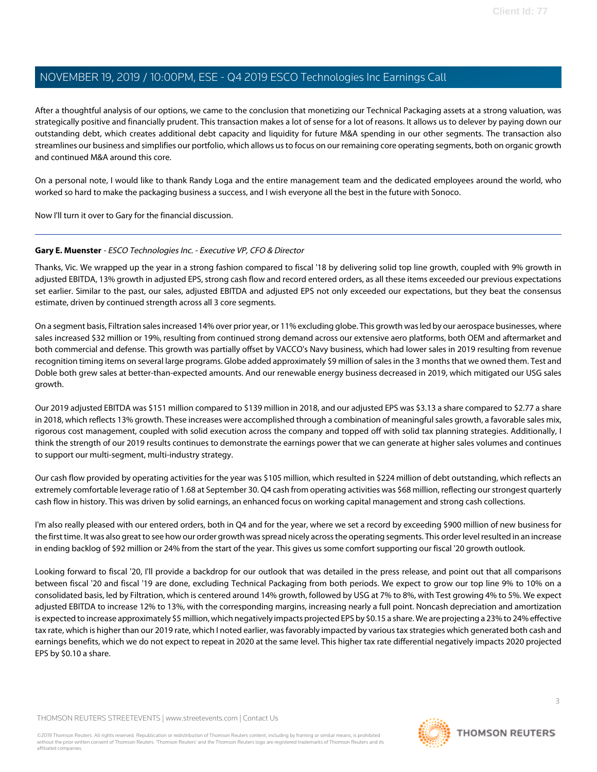After a thoughtful analysis of our options, we came to the conclusion that monetizing our Technical Packaging assets at a strong valuation, was strategically positive and financially prudent. This transaction makes a lot of sense for a lot of reasons. It allows us to delever by paying down our outstanding debt, which creates additional debt capacity and liquidity for future M&A spending in our other segments. The transaction also streamlines our business and simplifies our portfolio, which allows us to focus on our remaining core operating segments, both on organic growth and continued M&A around this core.

On a personal note, I would like to thank Randy Loga and the entire management team and the dedicated employees around the world, who worked so hard to make the packaging business a success, and I wish everyone all the best in the future with Sonoco.

Now I'll turn it over to Gary for the financial discussion.

---

**Gary E. Muenster** - *ESCO Technologies Inc. - Executive VP, CFO & Director*

Thanks, Vic. We wrapped up the year in a strong fashion compared to fiscal '18 by delivering solid top line growth, coupled with 9% growth in adjusted EBITDA, 13% growth in adjusted EPS, strong cash flow and record entered orders, as all these items exceeded our previous expectations set earlier. Similar to the past, our sales, adjusted EBITDA and adjusted EPS not only exceeded our expectations, but they beat the consensus estimate, driven by continued strength across all 3 core segments.

On a segment basis, Filtration sales increased 14% over prior year, or 11% excluding globe. This growth was led by our aerospace businesses, where sales increased $32 million or 19%, resulting from continued strong demand across our extensive aero platforms, both OEM and aftermarket and both commercial and defense. This growth was partially offset by VACCO's Navy business, which had lower sales in 2019 resulting from revenue recognition timing items on several large programs. Globe added approximately $9 million of sales in the 3 months that we owned them. Test and Doble both grew sales at better-than-expected amounts. And our renewable energy business decreased in 2019, which mitigated our USG sales growth.

Our 2019 adjusted EBITDA was $151 million compared to $139 million in 2018, and our adjusted EPS was $3.13 a share compared to $2.77 a share in 2018, which reflects 13% growth. These increases were accomplished through a combination of meaningful sales growth, a favorable sales mix, rigorous cost management, coupled with solid execution across the company and topped off with solid tax planning strategies. Additionally, I think the strength of our 2019 results continues to demonstrate the earnings power that we can generate at higher sales volumes and continues to support our multi-segment, multi-industry strategy.

Our cash flow provided by operating activities for the year was $105 million, which resulted in $224 million of debt outstanding, which reflects an extremely comfortable leverage ratio of 1.68 at September 30. Q4 cash from operating activities was $68 million, reflecting our strongest quarterly cash flow in history. This was driven by solid earnings, an enhanced focus on working capital management and strong cash collections.

I'm also really pleased with our entered orders, both in Q4 and for the year, where we set a record by exceeding $900 million of new business for the first time. It was also great to see how our order growth was spread nicely across the operating segments. This order level resulted in an increase in ending backlog of $92 million or 24% from the start of the year. This gives us some comfort supporting our fiscal '20 growth outlook.

Looking forward to fiscal '20, I'll provide a backdrop for our outlook that was detailed in the press release, and point out that all comparisons between fiscal '20 and fiscal '19 are done, excluding Technical Packaging from both periods. We expect to grow our top line 9% to 10% on a consolidated basis, led by Filtration, which is centered around 14% growth, followed by USG at 7% to 8%, with Test growing 4% to 5%. We expect adjusted EBITDA to increase 12% to 13%, with the corresponding margins, increasing nearly a full point. Noncash depreciation and amortization is expected to increase approximately $5 million, which negatively impacts projected EPS by $0.15 a share. We are projecting a 23% to 24% effective tax rate, which is higher than our 2019 rate, which I noted earlier, was favorably impacted by various tax strategies which generated both cash and earnings benefits, which we do not expect to repeat in 2020 at the same level. This higher tax rate differential negatively impacts 2020 projected EPS by $0.10 a share.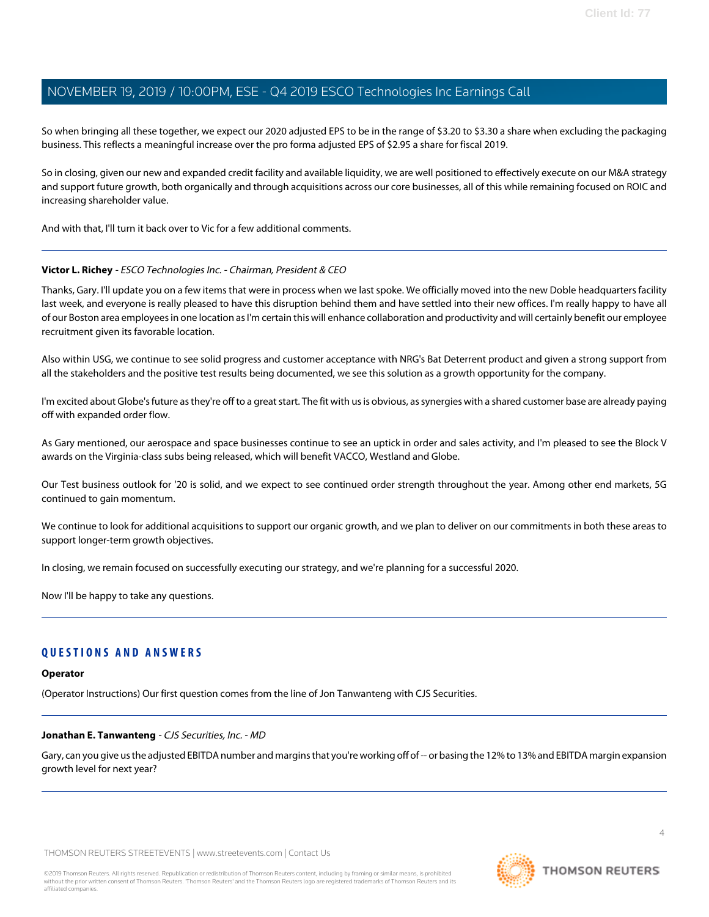So when bringing all these together, we expect our 2020 adjusted EPS to be in the range of $3.20 to $3.30 a share when excluding the packaging business. This reflects a meaningful increase over the pro forma adjusted EPS of $2.95 a share for fiscal 2019.

So in closing, given our new and expanded credit facility and available liquidity, we are well positioned to effectively execute on our M&A strategy and support future growth, both organically and through acquisitions across our core businesses, all of this while remaining focused on ROIC and increasing shareholder value.

And with that, I'll turn it back over to Vic for a few additional comments.

---

**Victor L. Richey** - *ESCO Technologies Inc. - Chairman, President & CEO*

Thanks, Gary. I'll update you on a few items that were in process when we last spoke. We officially moved into the new Doble headquarters facility last week, and everyone is really pleased to have this disruption behind them and have settled into their new offices. I'm really happy to have all of our Boston area employees in one location as I'm certain this will enhance collaboration and productivity and will certainly benefit our employee recruitment given its favorable location.

Also within USG, we continue to see solid progress and customer acceptance with NRG's Bat Deterrent product and given a strong support from all the stakeholders and the positive test results being documented, we see this solution as a growth opportunity for the company.

I'm excited about Globe's future as they're off to a great start. The fit with us is obvious, as synergies with a shared customer base are already paying off with expanded order flow.

As Gary mentioned, our aerospace and space businesses continue to see an uptick in order and sales activity, and I'm pleased to see the Block V awards on the Virginia-class subs being released, which will benefit VACCO, Westland and Globe.

Our Test business outlook for '20 is solid, and we expect to see continued order strength throughout the year. Among other end markets, 5G continued to gain momentum.

We continue to look for additional acquisitions to support our organic growth, and we plan to deliver on our commitments in both these areas to support longer-term growth objectives.

In closing, we remain focused on successfully executing our strategy, and we're planning for a successful 2020.

Now I'll be happy to take any questions.

---

## QUESTIONS AND ANSWERS

**Operator**

(Operator Instructions) Our first question comes from the line of Jon Tanwanteng with CJS Securities.

---

**Jonathan E. Tanwanteng** - *CJS Securities, Inc. - MD*

Gary, can you give us the adjusted EBITDA number and margins that you're working off of -- or basing the 12% to 13% and EBITDA margin expansion growth level for next year?

---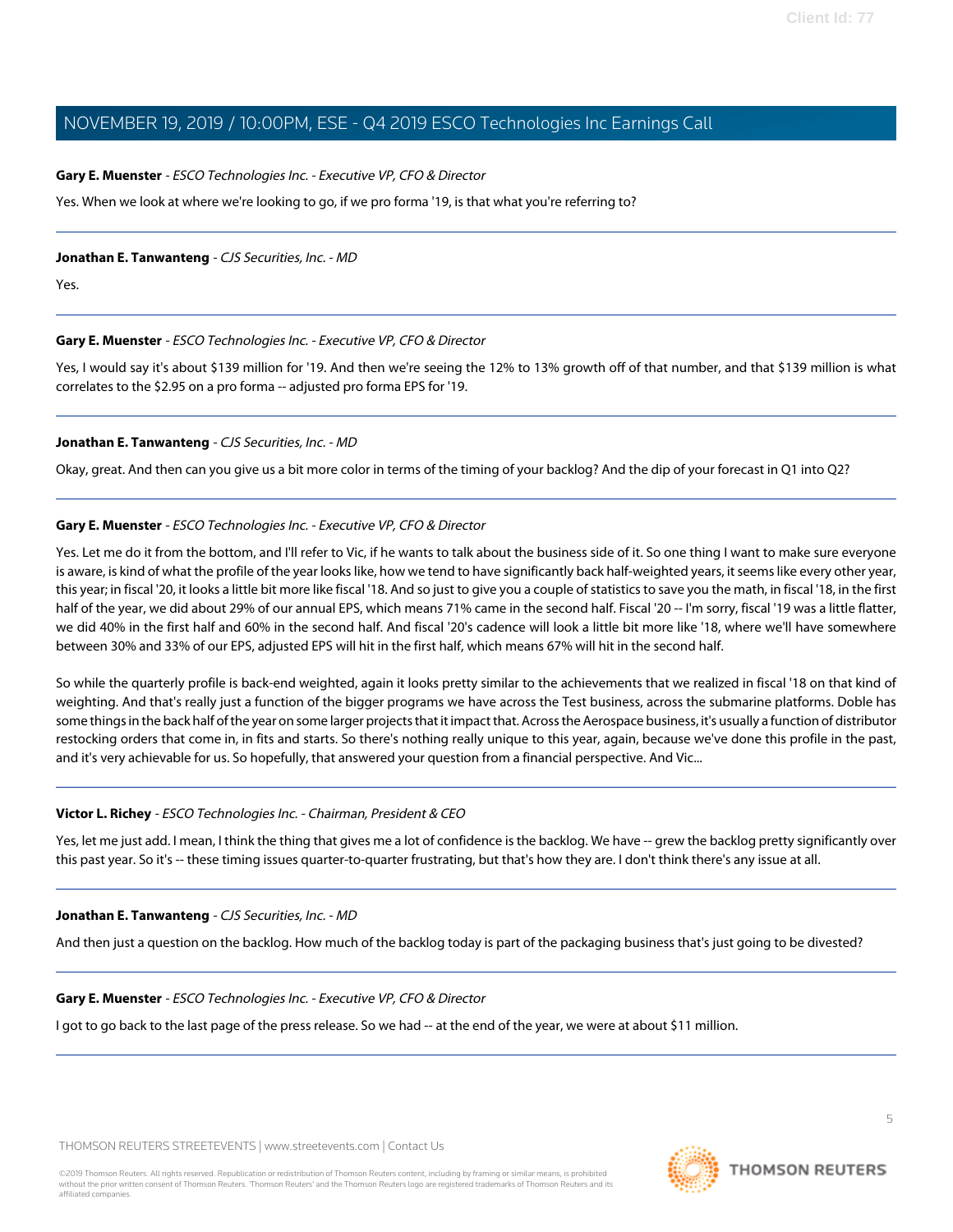**Gary E. Muenster** - *ESCO Technologies Inc. - Executive VP, CFO & Director*

Yes. When we look at where we're looking to go, if we pro forma '19, is that what you're referring to?

---

**Jonathan E. Tanwanteng** - *CJS Securities, Inc. - MD*

Yes.

---

**Gary E. Muenster** - *ESCO Technologies Inc. - Executive VP, CFO & Director*

Yes, I would say it's about $139 million for '19. And then we're seeing the 12% to 13% growth off of that number, and that $139 million is what correlates to the $2.95 on a pro forma -- adjusted pro forma EPS for '19.

---

**Jonathan E. Tanwanteng** - *CJS Securities, Inc. - MD*

Okay, great. And then can you give us a bit more color in terms of the timing of your backlog? And the dip of your forecast in Q1 into Q2?

---

**Gary E. Muenster** - *ESCO Technologies Inc. - Executive VP, CFO & Director*

Yes. Let me do it from the bottom, and I'll refer to Vic, if he wants to talk about the business side of it. So one thing I want to make sure everyone is aware, is kind of what the profile of the year looks like, how we tend to have significantly back half-weighted years, it seems like every other year, this year; in fiscal '20, it looks a little bit more like fiscal '18. And so just to give you a couple of statistics to save you the math, in fiscal '18, in the first half of the year, we did about 29% of our annual EPS, which means 71% came in the second half. Fiscal '20 -- I'm sorry, fiscal '19 was a little flatter, we did 40% in the first half and 60% in the second half. And fiscal '20's cadence will look a little bit more like '18, where we'll have somewhere between 30% and 33% of our EPS, adjusted EPS will hit in the first half, which means 67% will hit in the second half.

So while the quarterly profile is back-end weighted, again it looks pretty similar to the achievements that we realized in fiscal '18 on that kind of weighting. And that's really just a function of the bigger programs we have across the Test business, across the submarine platforms. Doble has some things in the back half of the year on some larger projects that it impact that. Across the Aerospace business, it's usually a function of distributor restocking orders that come in, in fits and starts. So there's nothing really unique to this year, again, because we've done this profile in the past, and it's very achievable for us. So hopefully, that answered your question from a financial perspective. And Vic...

---

**Victor L. Richey** - *ESCO Technologies Inc. - Chairman, President & CEO*

Yes, let me just add. I mean, I think the thing that gives me a lot of confidence is the backlog. We have -- grew the backlog pretty significantly over this past year. So it's -- these timing issues quarter-to-quarter frustrating, but that's how they are. I don't think there's any issue at all.

---

**Jonathan E. Tanwanteng** - *CJS Securities, Inc. - MD*

And then just a question on the backlog. How much of the backlog today is part of the packaging business that's just going to be divested?

---

**Gary E. Muenster** - *ESCO Technologies Inc. - Executive VP, CFO & Director*

I got to go back to the last page of the press release. So we had -- at the end of the year, we were at about $11 million.

---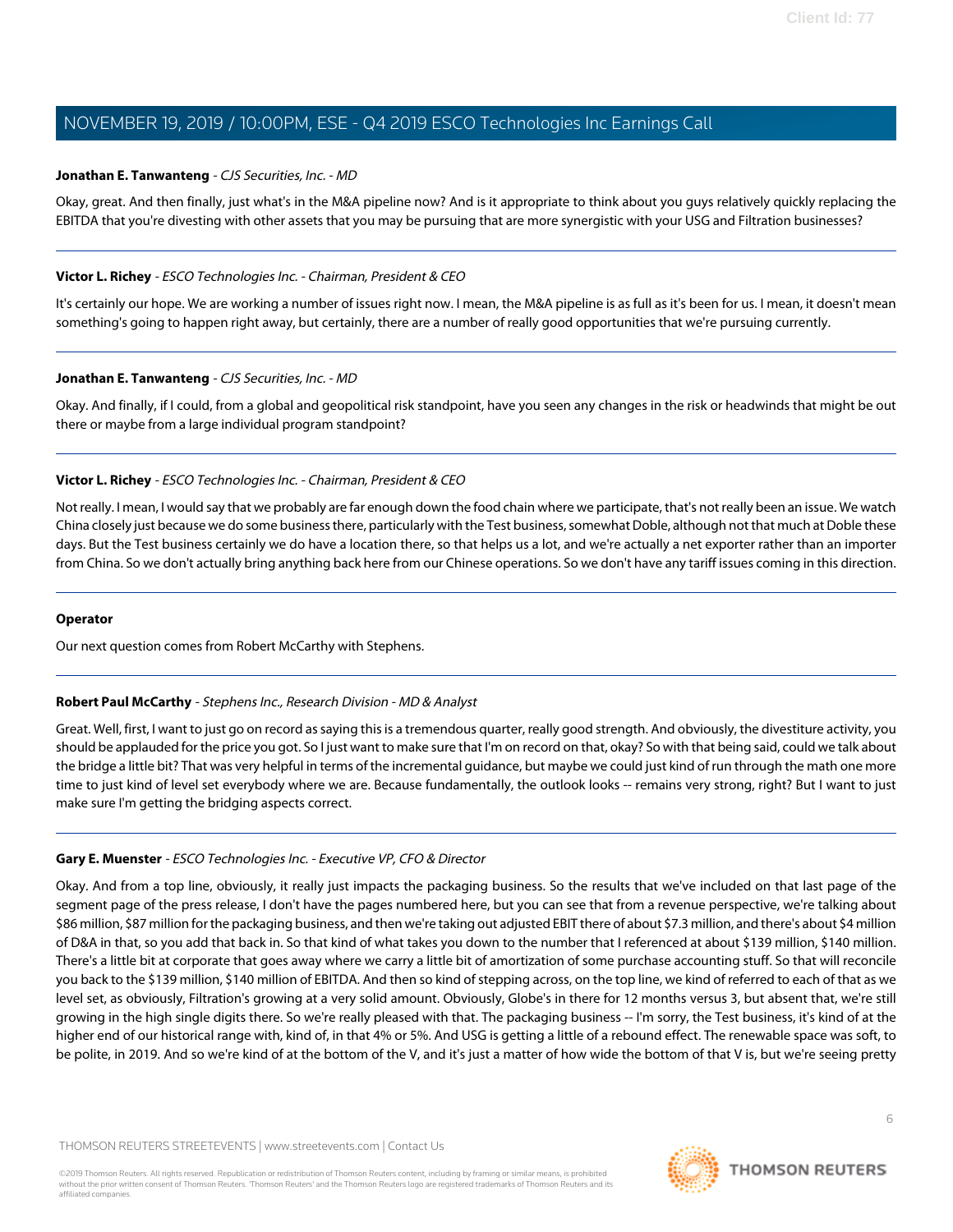**Jonathan E. Tanwanteng** - *CJS Securities, Inc. - MD*

Okay, great. And then finally, just what's in the M&A pipeline now? And is it appropriate to think about you guys relatively quickly replacing the EBITDA that you're divesting with other assets that you may be pursuing that are more synergistic with your USG and Filtration businesses?

---

**Victor L. Richey** - *ESCO Technologies Inc. - Chairman, President & CEO*

It's certainly our hope. We are working a number of issues right now. I mean, the M&A pipeline is as full as it's been for us. I mean, it doesn't mean something's going to happen right away, but certainly, there are a number of really good opportunities that we're pursuing currently.

---

**Jonathan E. Tanwanteng** - *CJS Securities, Inc. - MD*

Okay. And finally, if I could, from a global and geopolitical risk standpoint, have you seen any changes in the risk or headwinds that might be out there or maybe from a large individual program standpoint?

---

**Victor L. Richey** - *ESCO Technologies Inc. - Chairman, President & CEO*

Not really. I mean, I would say that we probably are far enough down the food chain where we participate, that's not really been an issue. We watch China closely just because we do some business there, particularly with the Test business, somewhat Doble, although not that much at Doble these days. But the Test business certainly we do have a location there, so that helps us a lot, and we're actually a net exporter rather than an importer from China. So we don't actually bring anything back here from our Chinese operations. So we don't have any tariff issues coming in this direction.

---

**Operator**

Our next question comes from Robert McCarthy with Stephens.

---

**Robert Paul McCarthy** - *Stephens Inc., Research Division - MD & Analyst*

Great. Well, first, I want to just go on record as saying this is a tremendous quarter, really good strength. And obviously, the divestiture activity, you should be applauded for the price you got. So I just want to make sure that I'm on record on that, okay? So with that being said, could we talk about the bridge a little bit? That was very helpful in terms of the incremental guidance, but maybe we could just kind of run through the math one more time to just kind of level set everybody where we are. Because fundamentally, the outlook looks -- remains very strong, right? But I want to just make sure I'm getting the bridging aspects correct.

---

**Gary E. Muenster** - *ESCO Technologies Inc. - Executive VP, CFO & Director*

Okay. And from a top line, obviously, it really just impacts the packaging business. So the results that we've included on that last page of the segment page of the press release, I don't have the pages numbered here, but you can see that from a revenue perspective, we're talking about $86 million, $87 million for the packaging business, and then we're taking out adjusted EBIT there of about $7.3 million, and there's about $4 million of D&A in that, so you add that back in. So that kind of what takes you down to the number that I referenced at about $139 million, $140 million. There's a little bit at corporate that goes away where we carry a little bit of amortization of some purchase accounting stuff. So that will reconcile you back to the $139 million, $140 million of EBITDA. And then so kind of stepping across, on the top line, we kind of referred to each of that as we level set, as obviously, Filtration's growing at a very solid amount. Obviously, Globe's in there for 12 months versus 3, but absent that, we're still growing in the high single digits there. So we're really pleased with that. The packaging business -- I'm sorry, the Test business, it's kind of at the higher end of our historical range with, kind of, in that 4% or 5%. And USG is getting a little of a rebound effect. The renewable space was soft, to be polite, in 2019. And so we're kind of at the bottom of the V, and it's just a matter of how wide the bottom of that V is, but we're seeing pretty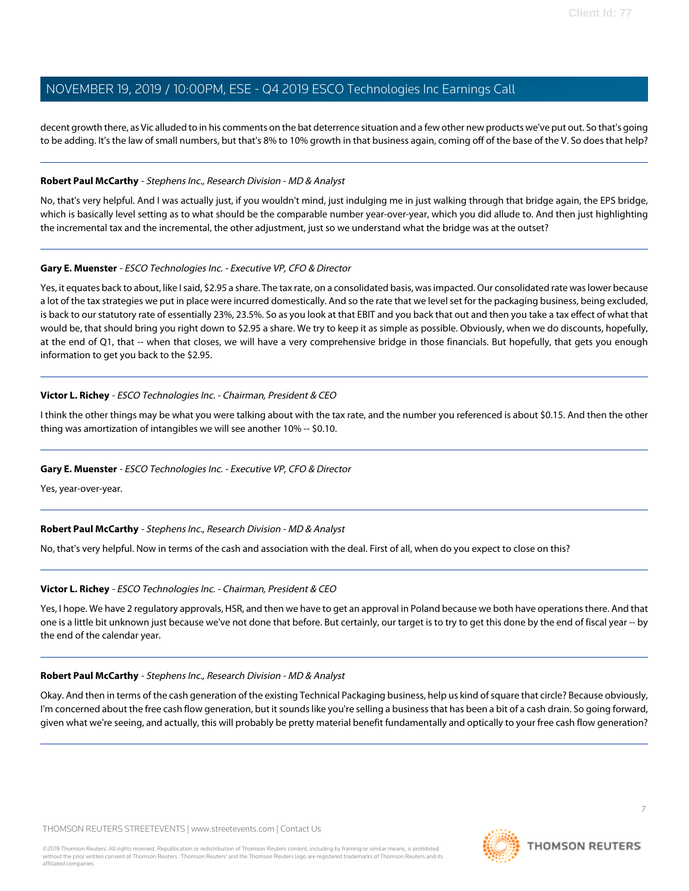decent growth there, as Vic alluded to in his comments on the bat deterrence situation and a few other new products we've put out. So that's going to be adding. It's the law of small numbers, but that's 8% to 10% growth in that business again, coming off of the base of the V. So does that help?

---

**Robert Paul McCarthy** - *Stephens Inc., Research Division - MD & Analyst*

No, that's very helpful. And I was actually just, if you wouldn't mind, just indulging me in just walking through that bridge again, the EPS bridge, which is basically level setting as to what should be the comparable number year-over-year, which you did allude to. And then just highlighting the incremental tax and the incremental, the other adjustment, just so we understand what the bridge was at the outset?

---

**Gary E. Muenster** - *ESCO Technologies Inc. - Executive VP, CFO & Director*

Yes, it equates back to about, like I said, $2.95 a share. The tax rate, on a consolidated basis, was impacted. Our consolidated rate was lower because a lot of the tax strategies we put in place were incurred domestically. And so the rate that we level set for the packaging business, being excluded, is back to our statutory rate of essentially 23%, 23.5%. So as you look at that EBIT and you back that out and then you take a tax effect of what that would be, that should bring you right down to $2.95 a share. We try to keep it as simple as possible. Obviously, when we do discounts, hopefully, at the end of Q1, that -- when that closes, we will have a very comprehensive bridge in those financials. But hopefully, that gets you enough information to get you back to the $2.95.

---

**Victor L. Richey** - *ESCO Technologies Inc. - Chairman, President & CEO*

I think the other things may be what you were talking about with the tax rate, and the number you referenced is about $0.15. And then the other thing was amortization of intangibles we will see another 10% -- $0.10.

---

**Gary E. Muenster** - *ESCO Technologies Inc. - Executive VP, CFO & Director*

Yes, year-over-year.

---

**Robert Paul McCarthy** - *Stephens Inc., Research Division - MD & Analyst*

No, that's very helpful. Now in terms of the cash and association with the deal. First of all, when do you expect to close on this?

---

**Victor L. Richey** - *ESCO Technologies Inc. - Chairman, President & CEO*

Yes, I hope. We have 2 regulatory approvals, HSR, and then we have to get an approval in Poland because we both have operations there. And that one is a little bit unknown just because we've not done that before. But certainly, our target is to try to get this done by the end of fiscal year -- by the end of the calendar year.

---

**Robert Paul McCarthy** - *Stephens Inc., Research Division - MD & Analyst*

Okay. And then in terms of the cash generation of the existing Technical Packaging business, help us kind of square that circle? Because obviously, I'm concerned about the free cash flow generation, but it sounds like you're selling a business that has been a bit of a cash drain. So going forward, given what we're seeing, and actually, this will probably be pretty material benefit fundamentally and optically to your free cash flow generation?

---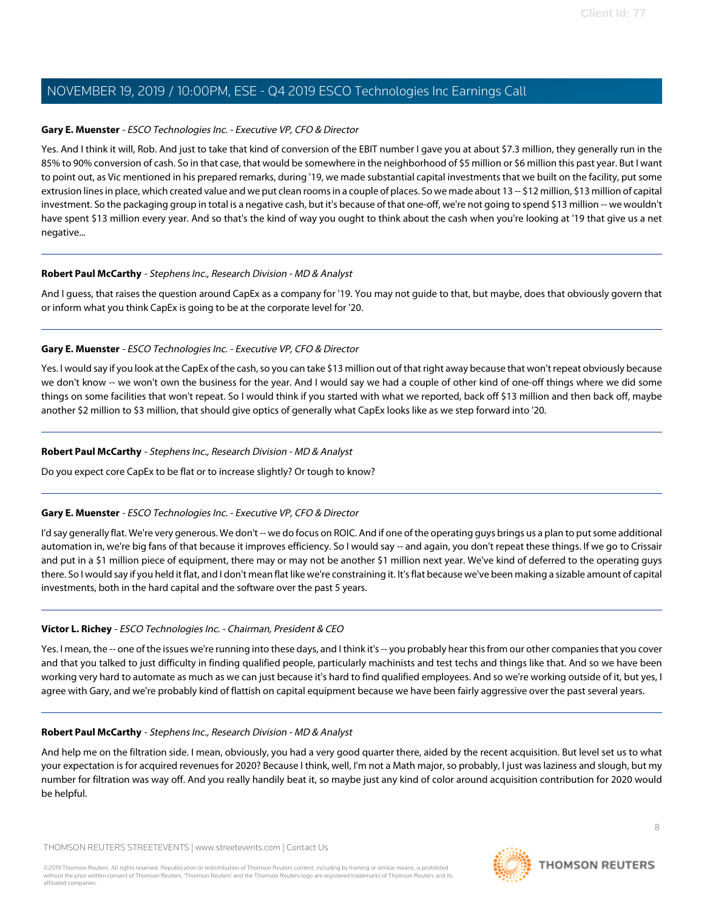**Gary E. Muenster** - *ESCO Technologies Inc. - Executive VP, CFO & Director*

Yes. And I think it will, Rob. And just to take that kind of conversion of the EBIT number I gave you at about $7.3 million, they generally run in the 85% to 90% conversion of cash. So in that case, that would be somewhere in the neighborhood of $5 million or $6 million this past year. But I want to point out, as Vic mentioned in his prepared remarks, during '19, we made substantial capital investments that we built on the facility, put some extrusion lines in place, which created value and we put clean rooms in a couple of places. So we made about 13 -- $12 million, $13 million of capital investment. So the packaging group in total is a negative cash, but it's because of that one-off, we're not going to spend $13 million -- we wouldn't have spent $13 million every year. And so that's the kind of way you ought to think about the cash when you're looking at '19 that give us a net negative...

---

**Robert Paul McCarthy** - *Stephens Inc., Research Division - MD & Analyst*

And I guess, that raises the question around CapEx as a company for '19. You may not guide to that, but maybe, does that obviously govern that or inform what you think CapEx is going to be at the corporate level for '20.

---

**Gary E. Muenster** - *ESCO Technologies Inc. - Executive VP, CFO & Director*

Yes. I would say if you look at the CapEx of the cash, so you can take $13 million out of that right away because that won't repeat obviously because we don't know -- we won't own the business for the year. And I would say we had a couple of other kind of one-off things where we did some things on some facilities that won't repeat. So I would think if you started with what we reported, back off $13 million and then back off, maybe another $2 million to $3 million, that should give optics of generally what CapEx looks like as we step forward into '20.

---

**Robert Paul McCarthy** - *Stephens Inc., Research Division - MD & Analyst*

Do you expect core CapEx to be flat or to increase slightly? Or tough to know?

---

**Gary E. Muenster** - *ESCO Technologies Inc. - Executive VP, CFO & Director*

I'd say generally flat. We're very generous. We don't -- we do focus on ROIC. And if one of the operating guys brings us a plan to put some additional automation in, we're big fans of that because it improves efficiency. So I would say -- and again, you don't repeat these things. If we go to Crissair and put in a $1 million piece of equipment, there may or may not be another $1 million next year. We've kind of deferred to the operating guys there. So I would say if you held it flat, and I don't mean flat like we're constraining it. It's flat because we've been making a sizable amount of capital investments, both in the hard capital and the software over the past 5 years.

---

**Victor L. Richey** - *ESCO Technologies Inc. - Chairman, President & CEO*

Yes. I mean, the -- one of the issues we're running into these days, and I think it's -- you probably hear this from our other companies that you cover and that you talked to just difficulty in finding qualified people, particularly machinists and test techs and things like that. And so we have been working very hard to automate as much as we can just because it's hard to find qualified employees. And so we're working outside of it, but yes, I agree with Gary, and we're probably kind of flattish on capital equipment because we have been fairly aggressive over the past several years.

---

**Robert Paul McCarthy** - *Stephens Inc., Research Division - MD & Analyst*

And help me on the filtration side. I mean, obviously, you had a very good quarter there, aided by the recent acquisition. But level set us to what your expectation is for acquired revenues for 2020? Because I think, well, I'm not a Math major, so probably, I just was laziness and slough, but my number for filtration was way off. And you really handily beat it, so maybe just any kind of color around acquisition contribution for 2020 would be helpful.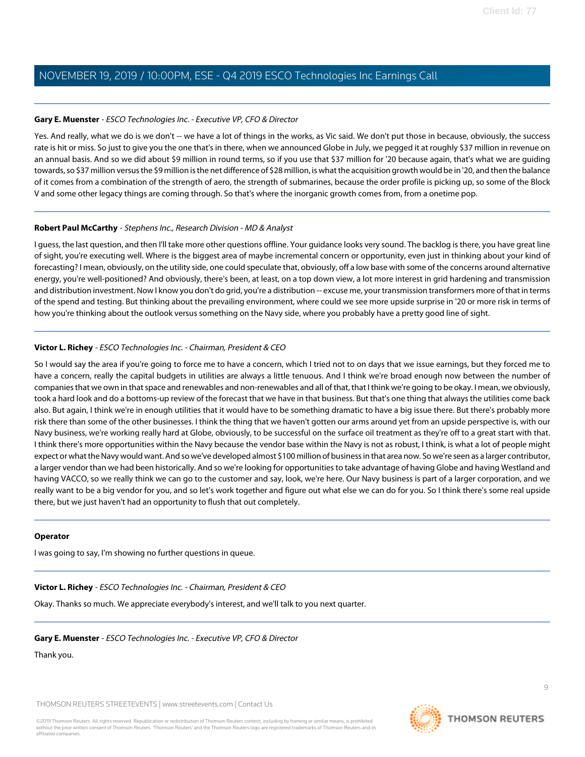**Gary E. Muenster** - *ESCO Technologies Inc. - Executive VP, CFO & Director*

Yes. And really, what we do is we don't -- we have a lot of things in the works, as Vic said. We don't put those in because, obviously, the success rate is hit or miss. So just to give you the one that's in there, when we announced Globe in July, we pegged it at roughly $37 million in revenue on an annual basis. And so we did about $9 million in round terms, so if you use that $37 million for '20 because again, that's what we are guiding towards, so $37 million versus the $9 million is the net difference of $28 million, is what the acquisition growth would be in '20, and then the balance of it comes from a combination of the strength of aero, the strength of submarines, because the order profile is picking up, so some of the Block V and some other legacy things are coming through. So that's where the inorganic growth comes from, from a onetime pop.

---

**Robert Paul McCarthy** - *Stephens Inc., Research Division - MD & Analyst*

I guess, the last question, and then I'll take more other questions offline. Your guidance looks very sound. The backlog is there, you have great line of sight, you're executing well. Where is the biggest area of maybe incremental concern or opportunity, even just in thinking about your kind of forecasting? I mean, obviously, on the utility side, one could speculate that, obviously, off a low base with some of the concerns around alternative energy, you're well-positioned? And obviously, there's been, at least, on a top down view, a lot more interest in grid hardening and transmission and distribution investment. Now I know you don't do grid, you're a distribution -- excuse me, your transmission transformers more of that in terms of the spend and testing. But thinking about the prevailing environment, where could we see more upside surprise in '20 or more risk in terms of how you're thinking about the outlook versus something on the Navy side, where you probably have a pretty good line of sight.

---

**Victor L. Richey** - *ESCO Technologies Inc. - Chairman, President & CEO*

So I would say the area if you're going to force me to have a concern, which I tried not to on days that we issue earnings, but they forced me to have a concern, really the capital budgets in utilities are always a little tenuous. And I think we're broad enough now between the number of companies that we own in that space and renewables and non-renewables and all of that, that I think we're going to be okay. I mean, we obviously, took a hard look and do a bottoms-up review of the forecast that we have in that business. But that's one thing that always the utilities come back also. But again, I think we're in enough utilities that it would have to be something dramatic to have a big issue there. But there's probably more risk there than some of the other businesses. I think the thing that we haven't gotten our arms around yet from an upside perspective is, with our Navy business, we're working really hard at Globe, obviously, to be successful on the surface oil treatment as they're off to a great start with that. I think there's more opportunities within the Navy because the vendor base within the Navy is not as robust, I think, is what a lot of people might expect or what the Navy would want. And so we've developed almost $100 million of business in that area now. So we're seen as a larger contributor, a larger vendor than we had been historically. And so we're looking for opportunities to take advantage of having Globe and having Westland and having VACCO, so we really think we can go to the customer and say, look, we're here. Our Navy business is part of a larger corporation, and we really want to be a big vendor for you, and so let's work together and figure out what else we can do for you. So I think there's some real upside there, but we just haven't had an opportunity to flush that out completely.

---

**Operator**

I was going to say, I'm showing no further questions in queue.

---

**Victor L. Richey** - *ESCO Technologies Inc. - Chairman, President & CEO*

Okay. Thanks so much. We appreciate everybody's interest, and we'll talk to you next quarter.

---

**Gary E. Muenster** - *ESCO Technologies Inc. - Executive VP, CFO & Director*

Thank you.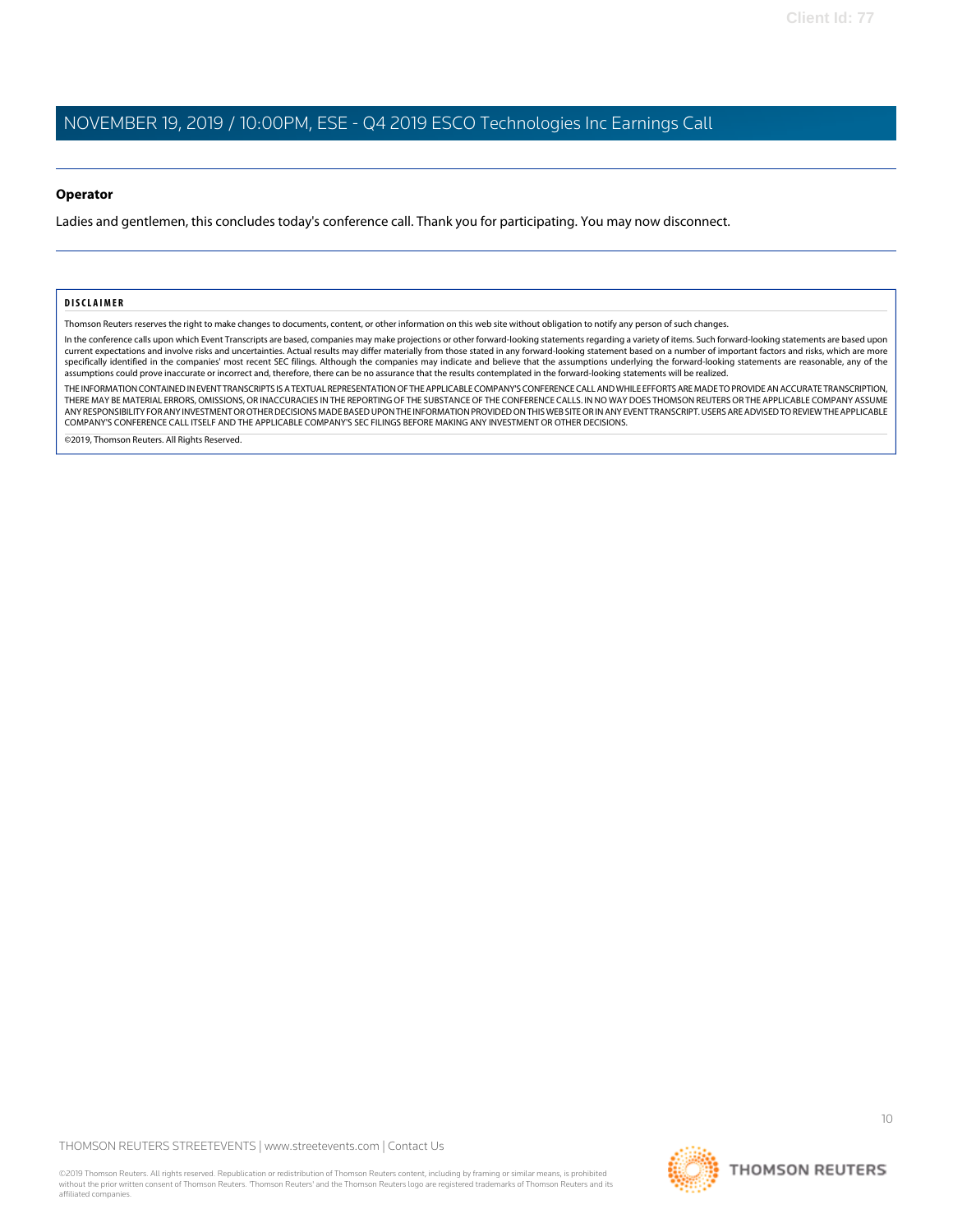**Operator**

Ladies and gentlemen, this concludes today's conference call. Thank you for participating. You may now disconnect.

---

**DISCLAIMER**

Thomson Reuters reserves the right to make changes to documents, content, or other information on this web site without obligation to notify any person of such changes.

In the conference calls upon which Event Transcripts are based, companies may make projections or other forward-looking statements regarding a variety of items. Such forward-looking statements are based upon current expectations and involve risks and uncertainties. Actual results may differ materially from those stated in any forward-looking statement based on a number of important factors and risks, which are more specifically identified in the companies' most recent SEC filings. Although the companies may indicate and believe that the assumptions underlying the forward-looking statements are reasonable, any of the assumptions could prove inaccurate or incorrect and, therefore, there can be no assurance that the results contemplated in the forward-looking statements will be realized.

THE INFORMATION CONTAINED IN EVENT TRANSCRIPTS IS A TEXTUAL REPRESENTATION OF THE APPLICABLE COMPANY'S CONFERENCE CALL AND WHILE EFFORTS ARE MADE TO PROVIDE AN ACCURATE TRANSCRIPTION, THERE MAY BE MATERIAL ERRORS, OMISSIONS, OR INACCURACIES IN THE REPORTING OF THE SUBSTANCE OF THE CONFERENCE CALLS. IN NO WAY DOES THOMSON REUTERS OR THE APPLICABLE COMPANY ASSUME ANY RESPONSIBILITY FOR ANY INVESTMENT OR OTHER DECISIONS MADE BASED UPON THE INFORMATION PROVIDED ON THIS WEB SITE OR IN ANY EVENT TRANSCRIPT. USERS ARE ADVISED TO REVIEW THE APPLICABLE COMPANY'S CONFERENCE CALL ITSELF AND THE APPLICABLE COMPANY'S SEC FILINGS BEFORE MAKING ANY INVESTMENT OR OTHER DECISIONS.

©2019, Thomson Reuters. All Rights Reserved.